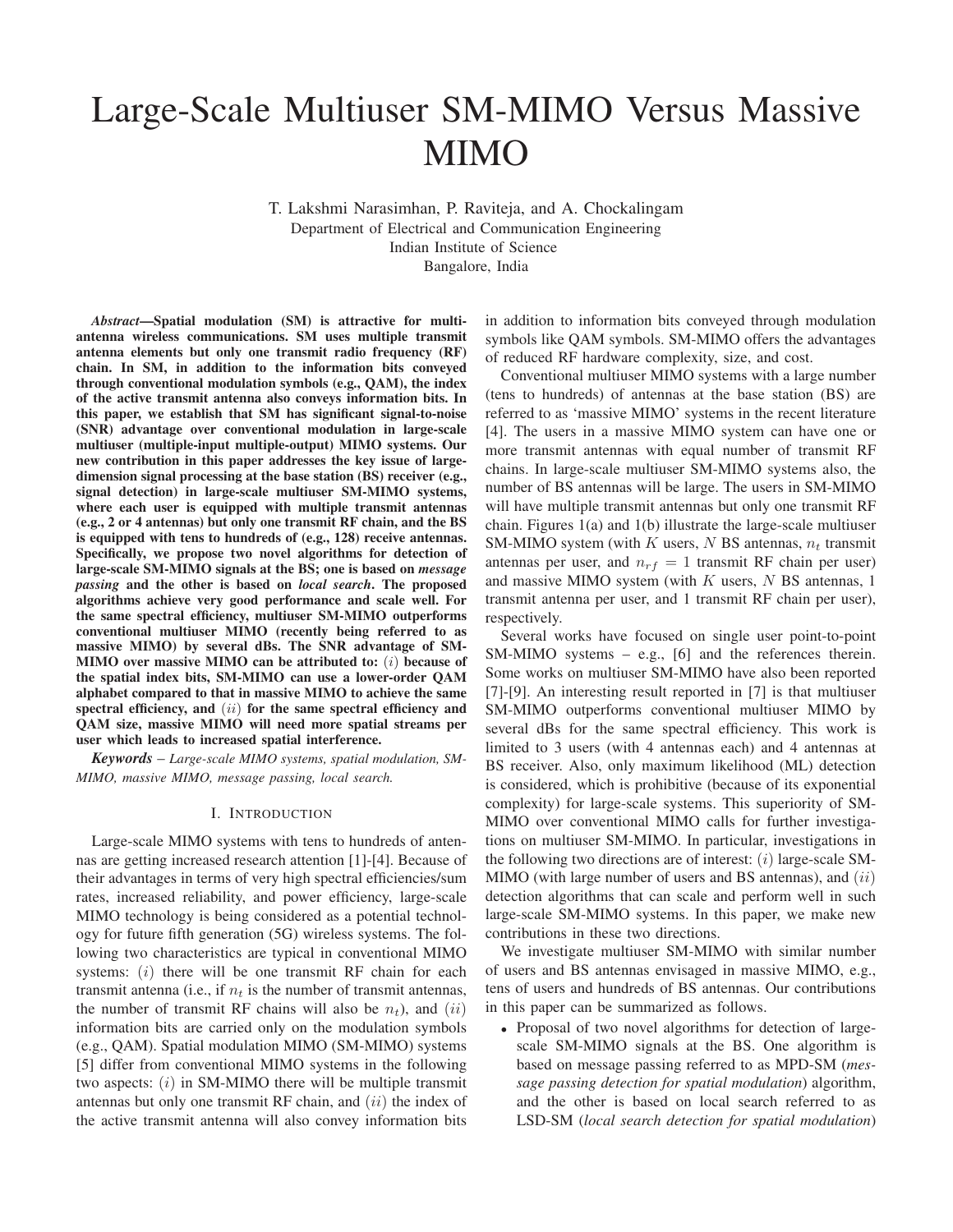# Large-Scale Multiuser SM-MIMO Versus Massive MIMO

T. Lakshmi Narasimhan, P. Raviteja, and A. Chockalingam
Department of Electrical and Communication Engineering
Indian Institute of Science
Bangalore, India

***Abstract*—Spatial modulation (SM) is attractive for multi-antenna wireless communications. SM uses multiple transmit antenna elements but only one transmit radio frequency (RF) chain. In SM, in addition to the information bits conveyed through conventional modulation symbols (e.g., QAM), the index of the active transmit antenna also conveys information bits. In this paper, we establish that SM has significant signal-to-noise (SNR) advantage over conventional modulation in large-scale multiuser (multiple-input multiple-output) MIMO systems. Our new contribution in this paper addresses the key issue of large-dimension signal processing at the base station (BS) receiver (e.g., signal detection) in large-scale multiuser SM-MIMO systems, where each user is equipped with multiple transmit antennas (e.g., 2 or 4 antennas) but only one transmit RF chain, and the BS is equipped with tens to hundreds of (e.g., 128) receive antennas. Specifically, we propose two novel algorithms for detection of large-scale SM-MIMO signals at the BS; one is based on *message passing* and the other is based on *local search*. The proposed algorithms achieve very good performance and scale well. For the same spectral efficiency, multiuser SM-MIMO outperforms conventional multiuser MIMO (recently being referred to as massive MIMO) by several dBs. The SNR advantage of SM-MIMO over massive MIMO can be attributed to: $(i)$ because of the spatial index bits, SM-MIMO can use a lower-order QAM alphabet compared to that in massive MIMO to achieve the same spectral efficiency, and $(ii)$ for the same spectral efficiency and QAM size, massive MIMO will need more spatial streams per user which leads to increased spatial interference.**

***Keywords*** *– Large-scale MIMO systems, spatial modulation, SM-MIMO, massive MIMO, message passing, local search.*

## I. Introduction

Large-scale MIMO systems with tens to hundreds of antennas are getting increased research attention [1]-[4]. Because of their advantages in terms of very high spectral efficiencies/sum rates, increased reliability, and power efficiency, large-scale MIMO technology is being considered as a potential technology for future fifth generation (5G) wireless systems. The following two characteristics are typical in conventional MIMO systems: $(i)$ there will be one transmit RF chain for each transmit antenna (i.e., if $n_t$ is the number of transmit antennas, the number of transmit RF chains will also be $n_t$), and $(ii)$ information bits are carried only on the modulation symbols (e.g., QAM). Spatial modulation MIMO (SM-MIMO) systems [5] differ from conventional MIMO systems in the following two aspects: $(i)$ in SM-MIMO there will be multiple transmit antennas but only one transmit RF chain, and $(ii)$ the index of the active transmit antenna will also convey information bits in addition to information bits conveyed through modulation symbols like QAM symbols. SM-MIMO offers the advantages of reduced RF hardware complexity, size, and cost.

Conventional multiuser MIMO systems with a large number (tens to hundreds) of antennas at the base station (BS) are referred to as 'massive MIMO' systems in the recent literature [4]. The users in a massive MIMO system can have one or more transmit antennas with equal number of transmit RF chains. In large-scale multiuser SM-MIMO systems also, the number of BS antennas will be large. The users in SM-MIMO will have multiple transmit antennas but only one transmit RF chain. Figures 1(a) and 1(b) illustrate the large-scale multiuser SM-MIMO system (with $K$ users, $N$ BS antennas, $n_t$ transmit antennas per user, and $n_{rf} = 1$ transmit RF chain per user) and massive MIMO system (with $K$ users, $N$ BS antennas, 1 transmit antenna per user, and 1 transmit RF chain per user), respectively.

Several works have focused on single user point-to-point SM-MIMO systems – e.g., [6] and the references therein. Some works on multiuser SM-MIMO have also been reported [7]-[9]. An interesting result reported in [7] is that multiuser SM-MIMO outperforms conventional multiuser MIMO by several dBs for the same spectral efficiency. This work is limited to 3 users (with 4 antennas each) and 4 antennas at BS receiver. Also, only maximum likelihood (ML) detection is considered, which is prohibitive (because of its exponential complexity) for large-scale systems. This superiority of SM-MIMO over conventional MIMO calls for further investigations on multiuser SM-MIMO. In particular, investigations in the following two directions are of interest: $(i)$ large-scale SM-MIMO (with large number of users and BS antennas), and $(ii)$ detection algorithms that can scale and perform well in such large-scale SM-MIMO systems. In this paper, we make new contributions in these two directions.

We investigate multiuser SM-MIMO with similar number of users and BS antennas envisaged in massive MIMO, e.g., tens of users and hundreds of BS antennas. Our contributions in this paper can be summarized as follows.

- Proposal of two novel algorithms for detection of large-scale SM-MIMO signals at the BS. One algorithm is based on message passing referred to as MPD-SM (*message passing detection for spatial modulation*) algorithm, and the other is based on local search referred to as LSD-SM (*local search detection for spatial modulation*)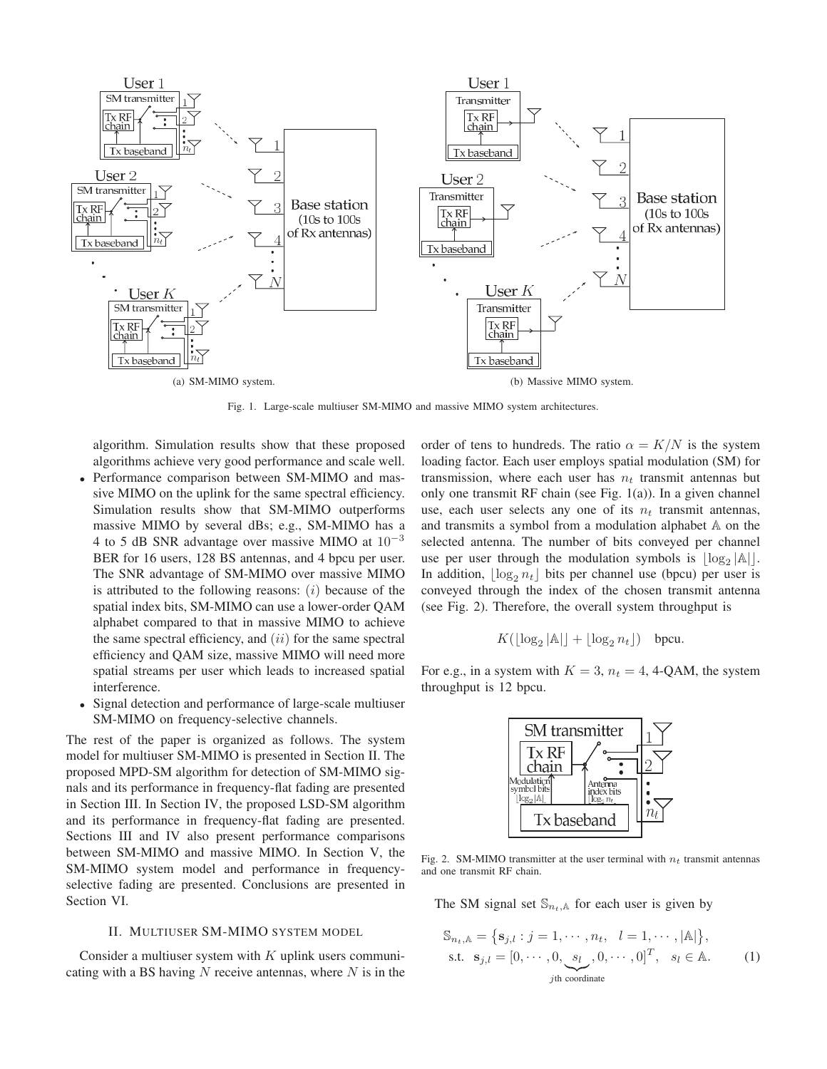(a) SM-MIMO system.

(b) Massive MIMO system.

Fig. 1. Large-scale multiuser SM-MIMO and massive MIMO system architectures.

algorithm. Simulation results show that these proposed algorithms achieve very good performance and scale well.

- Performance comparison between SM-MIMO and massive MIMO on the uplink for the same spectral efficiency. Simulation results show that SM-MIMO outperforms massive MIMO by several dBs; e.g., SM-MIMO has a 4 to 5 dB SNR advantage over massive MIMO at $10^{-3}$ BER for 16 users, 128 BS antennas, and 4 bpcu per user. The SNR advantage of SM-MIMO over massive MIMO is attributed to the following reasons: $(i)$ because of the spatial index bits, SM-MIMO can use a lower-order QAM alphabet compared to that in massive MIMO to achieve the same spectral efficiency, and $(ii)$ for the same spectral efficiency and QAM size, massive MIMO will need more spatial streams per user which leads to increased spatial interference.
- Signal detection and performance of large-scale multiuser SM-MIMO on frequency-selective channels.

The rest of the paper is organized as follows. The system model for multiuser SM-MIMO is presented in Section II. The proposed MPD-SM algorithm for detection of SM-MIMO signals and its performance in frequency-flat fading are presented in Section III. In Section IV, the proposed LSD-SM algorithm and its performance in frequency-flat fading are presented. Sections III and IV also present performance comparisons between SM-MIMO and massive MIMO. In Section V, the SM-MIMO system model and performance in frequency-selective fading are presented. Conclusions are presented in Section VI.

## II. Multiuser SM-MIMO system model

Consider a multiuser system with $K$ uplink users communicating with a BS having $N$ receive antennas, where $N$ is in the order of tens to hundreds. The ratio $\alpha = K/N$ is the system loading factor. Each user employs spatial modulation (SM) for transmission, where each user has $n_t$ transmit antennas but only one transmit RF chain (see Fig. 1(a)). In a given channel use, each user selects any one of its $n_t$ transmit antennas, and transmits a symbol from a modulation alphabet $\mathbb{A}$ on the selected antenna. The number of bits conveyed per channel use per user through the modulation symbols is $\lfloor \log_2 |\mathbb{A}| \rfloor$. In addition, $\lfloor \log_2 n_t \rfloor$ bits per channel use (bpcu) per user is conveyed through the index of the chosen transmit antenna (see Fig. 2). Therefore, the overall system throughput is

$$K(\lfloor \log_2 |\mathbb{A}| \rfloor + \lfloor \log_2 n_t \rfloor) \quad \text{bpcu}.$$

For e.g., in a system with $K = 3$, $n_t = 4$, 4-QAM, the system throughput is 12 bpcu.

Fig. 2. SM-MIMO transmitter at the user terminal with $n_t$ transmit antennas and one transmit RF chain.

The SM signal set $\mathbb{S}_{n_t,\mathbb{A}}$ for each user is given by

$$\mathbb{S}_{n_t,\mathbb{A}} = \{\mathbf{s}_{j,l} : j = 1, \cdots, n_t, \quad l = 1, \cdots, |\mathbb{A}|\},$$
$$\text{s.t.} \quad \mathbf{s}_{j,l} = [0, \cdots, 0, \underbrace{s_l}_{j\text{th coordinate}}, 0, \cdots, 0]^T, \quad s_l \in \mathbb{A}. \qquad (1)$$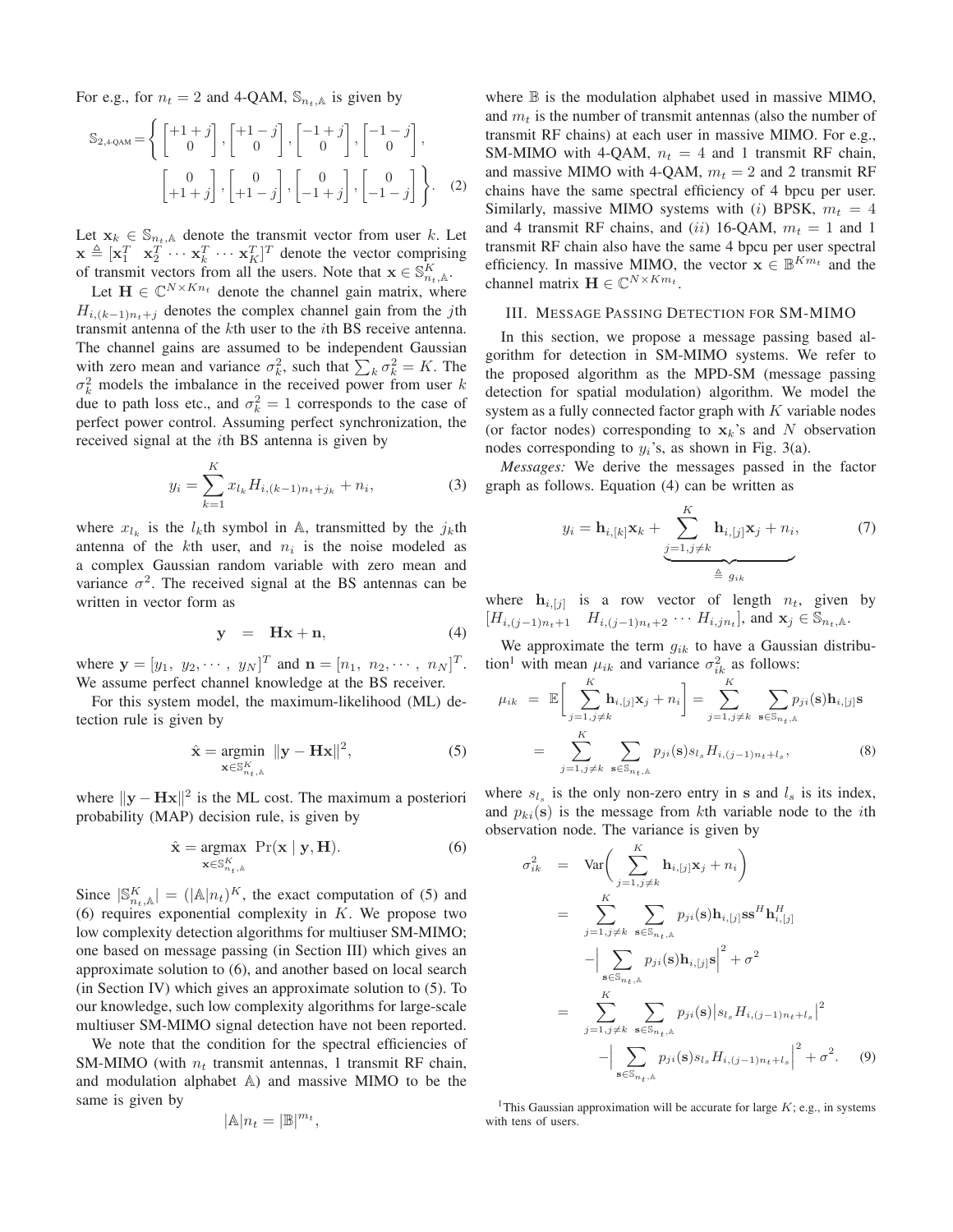For e.g., for $n_t = 2$ and 4-QAM, $\mathbb{S}_{n_t,\mathbb{A}}$ is given by

$$\mathbb{S}_{2,\text{4-QAM}} = \left\{ \begin{bmatrix} +1+j \\ 0 \end{bmatrix}, \begin{bmatrix} +1-j \\ 0 \end{bmatrix}, \begin{bmatrix} -1+j \\ 0 \end{bmatrix}, \begin{bmatrix} -1-j \\ 0 \end{bmatrix}, \begin{bmatrix} 0 \\ +1+j \end{bmatrix}, \begin{bmatrix} 0 \\ +1-j \end{bmatrix}, \begin{bmatrix} 0 \\ -1+j \end{bmatrix}, \begin{bmatrix} 0 \\ -1-j \end{bmatrix} \right\}. \quad (2)$$

Let $\mathbf{x}_k \in \mathbb{S}_{n_t,\mathbb{A}}$ denote the transmit vector from user $k$. Let $\mathbf{x} \triangleq [\mathbf{x}_1^T \ \ \mathbf{x}_2^T \cdots \mathbf{x}_k^T \cdots \mathbf{x}_K^T]^T$ denote the vector comprising of transmit vectors from all the users. Note that $\mathbf{x} \in \mathbb{S}_{n_t,\mathbb{A}}^K$.

Let $\mathbf{H} \in \mathbb{C}^{N \times Kn_t}$ denote the channel gain matrix, where $H_{i,(k-1)n_t+j}$ denotes the complex channel gain from the $j$th transmit antenna of the $k$th user to the $i$th BS receive antenna. The channel gains are assumed to be independent Gaussian with zero mean and variance $\sigma_k^2$, such that $\sum_k \sigma_k^2 = K$. The $\sigma_k^2$ models the imbalance in the received power from user $k$ due to path loss etc., and $\sigma_k^2 = 1$ corresponds to the case of perfect power control. Assuming perfect synchronization, the received signal at the $i$th BS antenna is given by

$$y_i = \sum_{k=1}^{K} x_{l_k} H_{i,(k-1)n_t+j_k} + n_i, \quad (3)$$

where $x_{l_k}$ is the $l_k$th symbol in $\mathbb{A}$, transmitted by the $j_k$th antenna of the $k$th user, and $n_i$ is the noise modeled as a complex Gaussian random variable with zero mean and variance $\sigma^2$. The received signal at the BS antennas can be written in vector form as

$$\mathbf{y} \ \ = \ \ \mathbf{H}\mathbf{x} + \mathbf{n}, \quad (4)$$

where $\mathbf{y} = [y_1, \ y_2, \cdots, \ y_N]^T$ and $\mathbf{n} = [n_1, \ n_2, \cdots, \ n_N]^T$. We assume perfect channel knowledge at the BS receiver.

For this system model, the maximum-likelihood (ML) detection rule is given by

$$\hat{\mathbf{x}} = \underset{\mathbf{x} \in \mathbb{S}_{n_t,\mathbb{A}}^K}{\operatorname{argmin}} \ \|\mathbf{y} - \mathbf{H}\mathbf{x}\|^2, \quad (5)$$

where $\|\mathbf{y} - \mathbf{H}\mathbf{x}\|^2$ is the ML cost. The maximum a posteriori probability (MAP) decision rule, is given by

$$\hat{\mathbf{x}} = \underset{\mathbf{x} \in \mathbb{S}_{n_t,\mathbb{A}}^K}{\operatorname{argmax}} \ \Pr(\mathbf{x} \mid \mathbf{y}, \mathbf{H}). \quad (6)$$

Since $|\mathbb{S}_{n_t,\mathbb{A}}^K| = (|\mathbb{A}|n_t)^K$, the exact computation of (5) and (6) requires exponential complexity in $K$. We propose two low complexity detection algorithms for multiuser SM-MIMO; one based on message passing (in Section III) which gives an approximate solution to (6), and another based on local search (in Section IV) which gives an approximate solution to (5). To our knowledge, such low complexity algorithms for large-scale multiuser SM-MIMO signal detection have not been reported.

We note that the condition for the spectral efficiencies of SM-MIMO (with $n_t$ transmit antennas, 1 transmit RF chain, and modulation alphabet $\mathbb{A}$) and massive MIMO to be the same is given by

$$|\mathbb{A}|n_t = |\mathbb{B}|^{m_t},$$

where $\mathbb{B}$ is the modulation alphabet used in massive MIMO, and $m_t$ is the number of transmit antennas (also the number of transmit RF chains) at each user in massive MIMO. For e.g., SM-MIMO with 4-QAM, $n_t = 4$ and 1 transmit RF chain, and massive MIMO with 4-QAM, $m_t = 2$ and 2 transmit RF chains have the same spectral efficiency of 4 bpcu per user. Similarly, massive MIMO systems with (*i*) BPSK, $m_t = 4$ and 4 transmit RF chains, and (*ii*) 16-QAM, $m_t = 1$ and 1 transmit RF chain also have the same 4 bpcu per user spectral efficiency. In massive MIMO, the vector $\mathbf{x} \in \mathbb{B}^{Km_t}$ and the channel matrix $\mathbf{H} \in \mathbb{C}^{N \times Km_t}$.

## III. Message Passing Detection for SM-MIMO

In this section, we propose a message passing based algorithm for detection in SM-MIMO systems. We refer to the proposed algorithm as the MPD-SM (message passing detection for spatial modulation) algorithm. We model the system as a fully connected factor graph with $K$ variable nodes (or factor nodes) corresponding to $\mathbf{x}_k$'s and $N$ observation nodes corresponding to $y_i$'s, as shown in Fig. 3(a).

*Messages:* We derive the messages passed in the factor graph as follows. Equation (4) can be written as

$$y_i = \mathbf{h}_{i,[k]}\mathbf{x}_k + \underbrace{\sum_{j=1, j\neq k}^{K} \mathbf{h}_{i,[j]}\mathbf{x}_j + n_i}_{\triangleq \ g_{ik}}, \quad (7)$$

where $\mathbf{h}_{i,[j]}$ is a row vector of length $n_t$, given by $[H_{i,(j-1)n_t+1} \quad H_{i,(j-1)n_t+2} \cdots H_{i,jn_t}]$, and $\mathbf{x}_j \in \mathbb{S}_{n_t,\mathbb{A}}$.

We approximate the term $g_{ik}$ to have a Gaussian distribution[1] with mean $\mu_{ik}$ and variance $\sigma_{ik}^2$ as follows:

$$\begin{aligned} \mu_{ik} \ &= \ \mathbb{E}\bigg[ \sum_{j=1, j\neq k}^{K} \mathbf{h}_{i,[j]}\mathbf{x}_j + n_i \bigg] = \sum_{j=1, j\neq k}^{K} \ \sum_{\mathbf{s} \in \mathbb{S}_{n_t,\mathbb{A}}} p_{ji}(\mathbf{s})\mathbf{h}_{i,[j]}\mathbf{s} \\ &= \ \sum_{j=1, j\neq k}^{K} \ \sum_{\mathbf{s} \in \mathbb{S}_{n_t,\mathbb{A}}} p_{ji}(\mathbf{s}) s_{l_s} H_{i,(j-1)n_t+l_s}, \end{aligned} \quad (8)$$

where $s_{l_s}$ is the only non-zero entry in $\mathbf{s}$ and $l_s$ is its index, and $p_{ki}(\mathbf{s})$ is the message from $k$th variable node to the $i$th observation node. The variance is given by

$$\begin{aligned} \sigma_{ik}^2 \ &= \ \text{Var}\bigg( \sum_{j=1, j\neq k}^{K} \mathbf{h}_{i,[j]}\mathbf{x}_j + n_i \bigg) \\ &= \ \sum_{j=1, j\neq k}^{K} \ \sum_{\mathbf{s} \in \mathbb{S}_{n_t,\mathbb{A}}} p_{ji}(\mathbf{s})\mathbf{h}_{i,[j]}\mathbf{s}\mathbf{s}^H\mathbf{h}_{i,[j]}^H \\ &\quad - \Big| \sum_{\mathbf{s} \in \mathbb{S}_{n_t,\mathbb{A}}} p_{ji}(\mathbf{s})\mathbf{h}_{i,[j]}\mathbf{s} \Big|^2 + \sigma^2 \\ &= \ \sum_{j=1, j\neq k}^{K} \ \sum_{\mathbf{s} \in \mathbb{S}_{n_t,\mathbb{A}}} p_{ji}(\mathbf{s}) \big| s_{l_s} H_{i,(j-1)n_t+l_s} \big|^2 \\ &\quad - \Big| \sum_{\mathbf{s} \in \mathbb{S}_{n_t,\mathbb{A}}} p_{ji}(\mathbf{s}) s_{l_s} H_{i,(j-1)n_t+l_s} \Big|^2 + \sigma^2. \end{aligned} \quad (9)$$

[1] This Gaussian approximation will be accurate for large $K$; e.g., in systems with tens of users.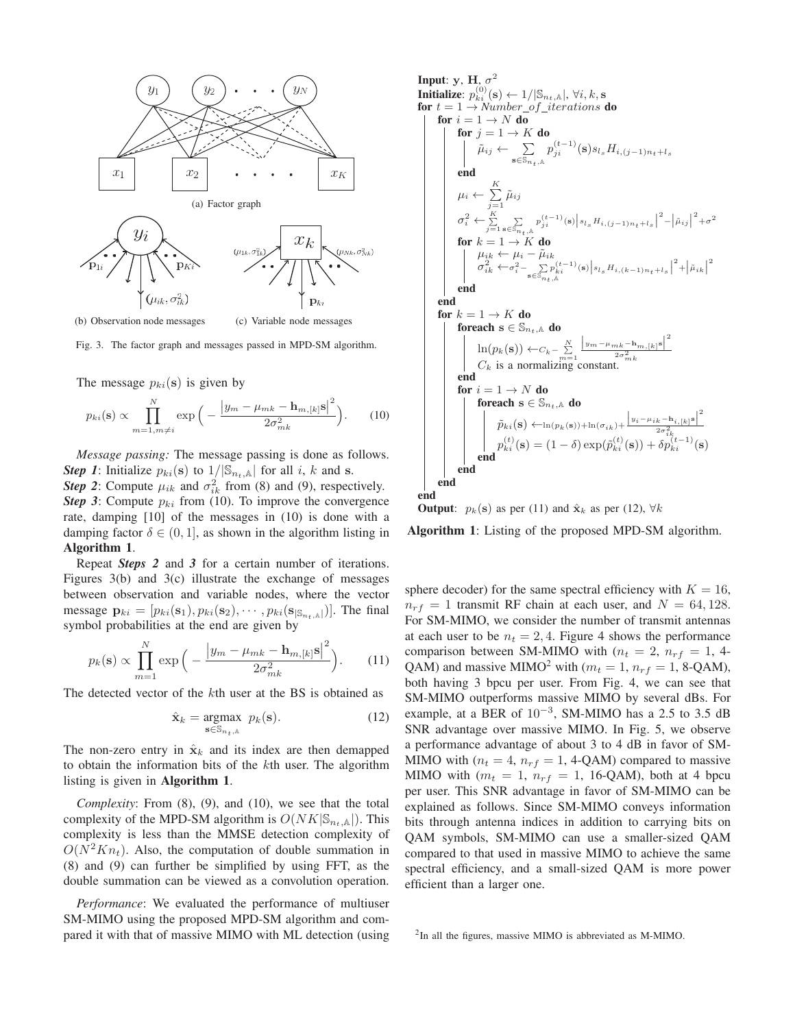(a) Factor graph

(b) Observation node messages (c) Variable node messages

Fig. 3. The factor graph and messages passed in MPD-SM algorithm.

The message $p_{ki}(\mathbf{s})$ is given by

$$p_{ki}(\mathbf{s}) \propto \prod_{m=1, m\neq i}^{N} \exp\Big( - \frac{\big|y_m - \mu_{mk} - \mathbf{h}_{m,[k]}\mathbf{s}\big|^2}{2\sigma_{mk}^2}\Big). \tag{10}$$

*Message passing:* The message passing is done as follows.
***Step 1***: Initialize $p_{ki}(\mathbf{s})$ to $1/|\mathbb{S}_{n_t,\mathbb{A}}|$ for all $i$, $k$ and $\mathbf{s}$.
***Step 2***: Compute $\mu_{ik}$ and $\sigma_{ik}^2$ from (8) and (9), respectively.
***Step 3***: Compute $p_{ki}$ from (10). To improve the convergence rate, damping [10] of the messages in (10) is done with a damping factor $\delta \in (0, 1]$, as shown in the algorithm listing in **Algorithm 1**.

Repeat ***Steps 2*** and ***3*** for a certain number of iterations. Figures 3(b) and 3(c) illustrate the exchange of messages between observation and variable nodes, where the vector message $\mathbf{p}_{ki} = [p_{ki}(\mathbf{s}_1), p_{ki}(\mathbf{s}_2), \cdots, p_{ki}(\mathbf{s}_{|\mathbb{S}_{n_t,\mathbb{A}}|})]$. The final symbol probabilities at the end are given by

$$p_k(\mathbf{s}) \propto \prod_{m=1}^{N} \exp\Big( - \frac{\big|y_m - \mu_{mk} - \mathbf{h}_{m,[k]}\mathbf{s}\big|^2}{2\sigma_{mk}^2}\Big). \tag{11}$$

The detected vector of the $k$th user at the BS is obtained as

$$\hat{\mathbf{x}}_k = \underset{\mathbf{s}\in\mathbb{S}_{n_t,\mathbb{A}}}{\operatorname{argmax}} \; p_k(\mathbf{s}). \tag{12}$$

The non-zero entry in $\hat{\mathbf{x}}_k$ and its index are then demapped to obtain the information bits of the $k$th user. The algorithm listing is given in **Algorithm 1**.

*Complexity*: From (8), (9), and (10), we see that the total complexity of the MPD-SM algorithm is $O(NK|\mathbb{S}_{n_t,\mathbb{A}}|)$. This complexity is less than the MMSE detection complexity of $O(N^2Kn_t)$. Also, the computation of double summation in (8) and (9) can further be simplified by using FFT, as the double summation can be viewed as a convolution operation.

*Performance*: We evaluated the performance of multiuser SM-MIMO using the proposed MPD-SM algorithm and compared it with that of massive MIMO with ML detection (using sphere decoder) for the same spectral efficiency with $K = 16$, $n_{rf} = 1$ transmit RF chain at each user, and $N = 64, 128$. For SM-MIMO, we consider the number of transmit antennas at each user to be $n_t = 2, 4$. Figure 4 shows the performance comparison between SM-MIMO with ($n_t = 2$, $n_{rf} = 1$, 4-QAM) and massive MIMO[2] with ($m_t = 1$, $n_{rf} = 1$, 8-QAM), both having 3 bpcu per user. From Fig. 4, we can see that SM-MIMO outperforms massive MIMO by several dBs. For example, at a BER of $10^{-3}$, SM-MIMO has a 2.5 to 3.5 dB SNR advantage over massive MIMO. In Fig. 5, we observe a performance advantage of about 3 to 4 dB in favor of SM-MIMO with ($n_t = 4$, $n_{rf} = 1$, 4-QAM) compared to massive MIMO with ($m_t = 1$, $n_{rf} = 1$, 16-QAM), both at 4 bpcu per user. This SNR advantage in favor of SM-MIMO can be explained as follows. Since SM-MIMO conveys information bits through antenna indices in addition to carrying bits on QAM symbols, SM-MIMO can use a smaller-sized QAM compared to that used in massive MIMO to achieve the same spectral efficiency, and a small-sized QAM is more power efficient than a larger one.

```
Input: y, H, σ²
Initialize: p_ki^(0)(s) ← 1/|S_{nt,A}|, ∀i, k, s
for t = 1 → Number_of_iterations do
    for i = 1 → N do
        for j = 1 → K do
            μ̃_ij ← Σ_{s∈S_{nt,A}} p_ji^(t-1)(s) s_{l_s} H_{i,(j-1)n_t+l_s}
        end
        μ_i ← Σ_{j=1}^{K} μ̃_ij
        σ_i² ← Σ_{j=1}^{K} Σ_{s∈S_{nt,A}} p_ji^(t-1)(s) |s_{l_s} H_{i,(j-1)n_t+l_s}|² − |μ̃_ij|² + σ²
        for k = 1 → K do
            μ_ik ← μ_i − μ̃_ik
            σ_ik² ← σ_i² − Σ_{s∈S_{nt,A}} p_ki^(t-1)(s) |s_{l_s} H_{i,(k-1)n_t+l_s}|² + |μ̃_ik|²
        end
    end
    for k = 1 → K do
        foreach s ∈ S_{nt,A} do
            ln(p_k(s)) ← C_k − Σ_{m=1}^{N} |y_m − μ_mk − h_{m,[k]} s|² / (2σ_mk²)
            C_k is a normalizing constant.
        end
        for i = 1 → N do
            foreach s ∈ S_{nt,A} do
                p̃_ki(s) ← ln(p_k(s)) + ln(σ_ik) + |y_i − μ_ik − h_{i,[k]} s|² / (2σ_ik²)
                p_ki^(t)(s) = (1 − δ) exp(p̃_ki^(t)(s)) + δ p_ki^(t-1)(s)
            end
        end
    end
end
Output: p_k(s) as per (11) and x̂_k as per (12), ∀k
```

**Algorithm 1**: Listing of the proposed MPD-SM algorithm.

[2] In all the figures, massive MIMO is abbreviated as M-MIMO.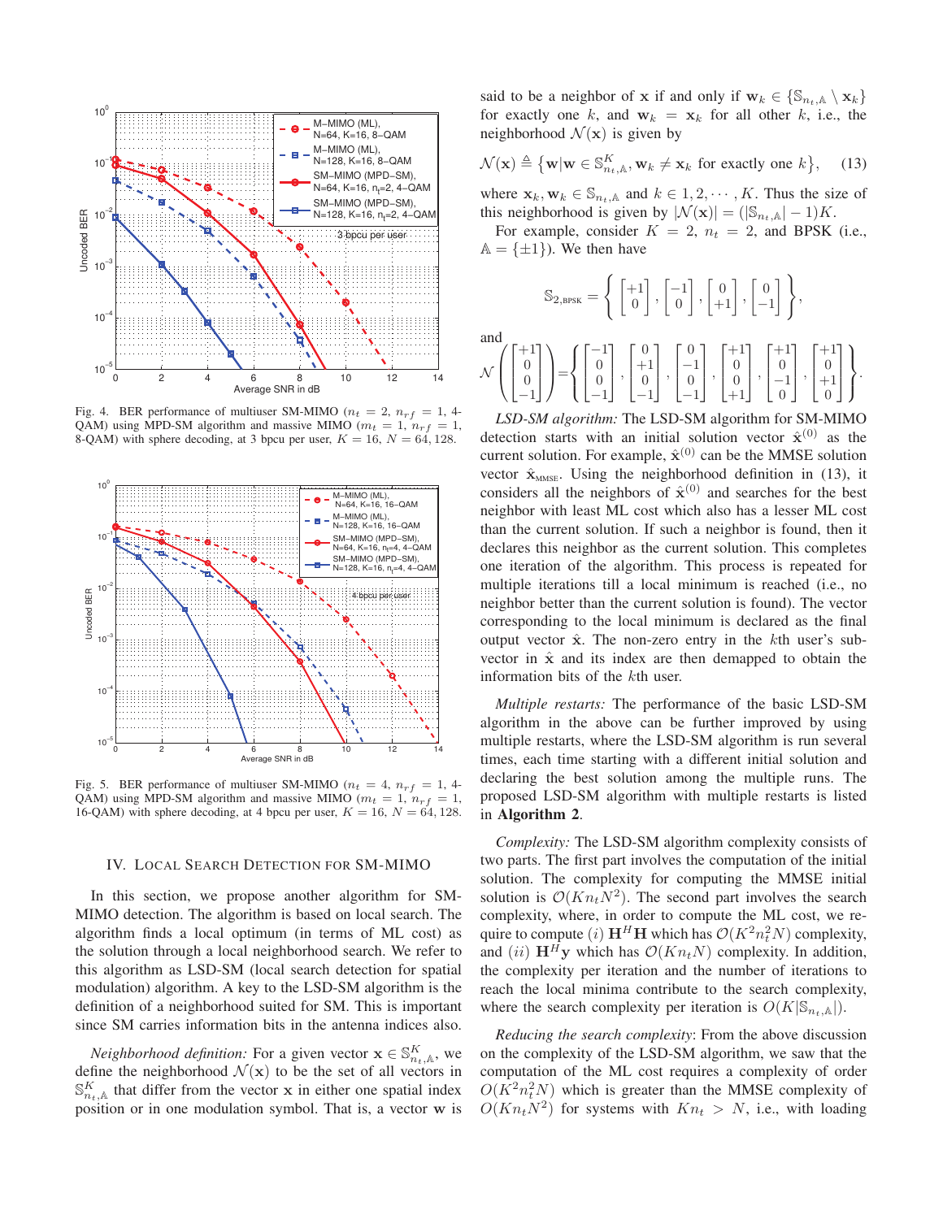Fig. 4. BER performance of multiuser SM-MIMO ($n_t = 2$, $n_{rf} = 1$, 4-QAM) using MPD-SM algorithm and massive MIMO ($m_t = 1$, $n_{rf} = 1$, 8-QAM) with sphere decoding, at 3 bpcu per user, $K = 16$, $N = 64, 128$.

Fig. 5. BER performance of multiuser SM-MIMO ($n_t = 4$, $n_{rf} = 1$, 4-QAM) using MPD-SM algorithm and massive MIMO ($m_t = 1$, $n_{rf} = 1$, 16-QAM) with sphere decoding, at 4 bpcu per user, $K = 16$, $N = 64, 128$.

## IV. Local Search Detection for SM-MIMO

In this section, we propose another algorithm for SM-MIMO detection. The algorithm is based on local search. The algorithm finds a local optimum (in terms of ML cost) as the solution through a local neighborhood search. We refer to this algorithm as LSD-SM (local search detection for spatial modulation) algorithm. A key to the LSD-SM algorithm is the definition of a neighborhood suited for SM. This is important since SM carries information bits in the antenna indices also.

*Neighborhood definition:* For a given vector $\mathbf{x} \in \mathbb{S}_{n_t,\mathbb{A}}^K$, we define the neighborhood $\mathcal{N}(\mathbf{x})$ to be the set of all vectors in $\mathbb{S}_{n_t,\mathbb{A}}^K$ that differ from the vector $\mathbf{x}$ in either one spatial index position or in one modulation symbol. That is, a vector $\mathbf{w}$ is said to be a neighbor of $\mathbf{x}$ if and only if $\mathbf{w}_k \in \{\mathbb{S}_{n_t,\mathbb{A}} \setminus \mathbf{x}_k\}$ for exactly one $k$, and $\mathbf{w}_k = \mathbf{x}_k$ for all other $k$, i.e., the neighborhood $\mathcal{N}(\mathbf{x})$ is given by

$$\mathcal{N}(\mathbf{x}) \triangleq \left\{\mathbf{w} | \mathbf{w} \in \mathbb{S}_{n_t,\mathbb{A}}^K, \mathbf{w}_k \neq \mathbf{x}_k \text{ for exactly one } k\right\}, \quad (13)$$

where $\mathbf{x}_k, \mathbf{w}_k \in \mathbb{S}_{n_t,\mathbb{A}}$ and $k \in 1, 2, \cdots, K$. Thus the size of this neighborhood is given by $|\mathcal{N}(\mathbf{x})| = (|\mathbb{S}_{n_t,\mathbb{A}}| - 1)K$.

For example, consider $K = 2$, $n_t = 2$, and BPSK (i.e., $\mathbb{A} = \{\pm 1\}$). We then have

$$\mathbb{S}_{2,\text{BPSK}} = \left\{ \begin{bmatrix} +1 \\ 0 \end{bmatrix}, \begin{bmatrix} -1 \\ 0 \end{bmatrix}, \begin{bmatrix} 0 \\ +1 \end{bmatrix}, \begin{bmatrix} 0 \\ -1 \end{bmatrix} \right\},$$

and

$$\mathcal{N}\left(\begin{bmatrix} +1 \\ 0 \\ 0 \\ -1 \end{bmatrix}\right) = \left\{ \begin{bmatrix} -1 \\ 0 \\ 0 \\ -1 \end{bmatrix}, \begin{bmatrix} 0 \\ +1 \\ 0 \\ -1 \end{bmatrix}, \begin{bmatrix} 0 \\ -1 \\ 0 \\ -1 \end{bmatrix}, \begin{bmatrix} +1 \\ 0 \\ 0 \\ +1 \end{bmatrix}, \begin{bmatrix} +1 \\ 0 \\ -1 \\ 0 \end{bmatrix}, \begin{bmatrix} +1 \\ 0 \\ +1 \\ 0 \end{bmatrix} \right\}.$$

*LSD-SM algorithm:* The LSD-SM algorithm for SM-MIMO detection starts with an initial solution vector $\hat{\mathbf{x}}^{(0)}$ as the current solution. For example, $\hat{\mathbf{x}}^{(0)}$ can be the MMSE solution vector $\hat{\mathbf{x}}_{\text{MMSE}}$. Using the neighborhood definition in (13), it considers all the neighbors of $\hat{\mathbf{x}}^{(0)}$ and searches for the best neighbor with least ML cost which also has a lesser ML cost than the current solution. If such a neighbor is found, then it declares this neighbor as the current solution. This completes one iteration of the algorithm. This process is repeated for multiple iterations till a local minimum is reached (i.e., no neighbor better than the current solution is found). The vector corresponding to the local minimum is declared as the final output vector $\hat{\mathbf{x}}$. The non-zero entry in the $k$th user's sub-vector in $\hat{\mathbf{x}}$ and its index are then demapped to obtain the information bits of the $k$th user.

*Multiple restarts:* The performance of the basic LSD-SM algorithm in the above can be further improved by using multiple restarts, where the LSD-SM algorithm is run several times, each time starting with a different initial solution and declaring the best solution among the multiple runs. The proposed LSD-SM algorithm with multiple restarts is listed in **Algorithm 2**.

*Complexity:* The LSD-SM algorithm complexity consists of two parts. The first part involves the computation of the initial solution. The complexity for computing the MMSE initial solution is $\mathcal{O}(Kn_tN^2)$. The second part involves the search complexity, where, in order to compute the ML cost, we require to compute $(i)$ $\mathbf{H}^H\mathbf{H}$ which has $\mathcal{O}(K^2n_t^2N)$ complexity, and $(ii)$ $\mathbf{H}^H\mathbf{y}$ which has $\mathcal{O}(Kn_tN)$ complexity. In addition, the complexity per iteration and the number of iterations to reach the local minima contribute to the search complexity, where the search complexity per iteration is $O(K|\mathbb{S}_{n_t,\mathbb{A}}|)$.

*Reducing the search complexity*: From the above discussion on the complexity of the LSD-SM algorithm, we saw that the computation of the ML cost requires a complexity of order $O(K^2n_t^2N)$ which is greater than the MMSE complexity of $O(Kn_tN^2)$ for systems with $Kn_t > N$, i.e., with loading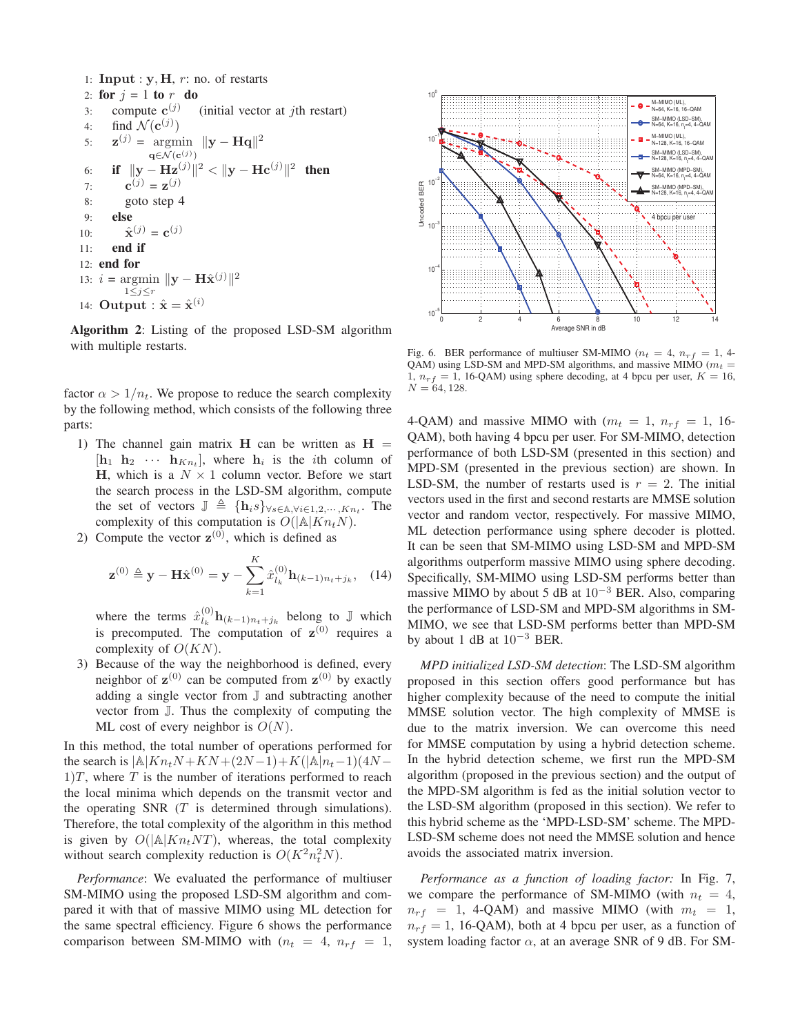```
1: Input : y, H, r: no. of restarts
2: for j = 1 to r do
3:     compute c^(j)    (initial vector at jth restart)
4:     find N(c^(j))
5:     z^(j) = argmin_{q∈N(c^(j))} ||y − Hq||^2
6:     if ||y − Hz^(j)||^2 < ||y − Hc^(j)||^2 then
7:         c^(j) = z^(j)
8:         goto step 4
9:     else
10:        x̂^(j) = c^(j)
11:    end if
12: end for
13: i = argmin_{1≤j≤r} ||y − Hx̂^(j)||^2
14: Output : x̂ = x̂^(i)
```

**Algorithm 2**: Listing of the proposed LSD-SM algorithm with multiple restarts.

factor $\alpha > 1/n_t$. We propose to reduce the search complexity by the following method, which consists of the following three parts:

1) The channel gain matrix $\mathbf{H}$ can be written as $\mathbf{H} = [\mathbf{h}_1 \ \mathbf{h}_2 \ \cdots \ \mathbf{h}_{Kn_t}]$, where $\mathbf{h}_i$ is the $i$th column of $\mathbf{H}$, which is a $N \times 1$ column vector. Before we start the search process in the LSD-SM algorithm, compute the set of vectors $\mathbb{J} \triangleq \{\mathbf{h}_i s\}_{\forall s \in \mathbb{A}, \forall i \in 1,2,\cdots,Kn_t}$. The complexity of this computation is $O(|\mathbb{A}|Kn_tN)$.
2) Compute the vector $\mathbf{z}^{(0)}$, which is defined as

$$\mathbf{z}^{(0)} \triangleq \mathbf{y} - \mathbf{H}\hat{\mathbf{x}}^{(0)} = \mathbf{y} - \sum_{k=1}^{K} \hat{x}_{l_k}^{(0)} \mathbf{h}_{(k-1)n_t + j_k}, \quad (14)$$

where the terms $\hat{x}_{l_k}^{(0)} \mathbf{h}_{(k-1)n_t+j_k}$ belong to $\mathbb{J}$ which is precomputed. The computation of $\mathbf{z}^{(0)}$ requires a complexity of $O(KN)$.
3) Because of the way the neighborhood is defined, every neighbor of $\mathbf{z}^{(0)}$ can be computed from $\mathbf{z}^{(0)}$ by exactly adding a single vector from $\mathbb{J}$ and subtracting another vector from $\mathbb{J}$. Thus the complexity of computing the ML cost of every neighbor is $O(N)$.

In this method, the total number of operations performed for the search is $|\mathbb{A}|Kn_tN + KN + (2N-1) + K(|\mathbb{A}|n_t - 1)(4N-1)T$, where $T$ is the number of iterations performed to reach the local minima which depends on the transmit vector and the operating SNR ($T$ is determined through simulations). Therefore, the total complexity of the algorithm in this method is given by $O(|\mathbb{A}|Kn_tNT)$, whereas, the total complexity without search complexity reduction is $O(K^2n_t^2N)$.

*Performance*: We evaluated the performance of multiuser SM-MIMO using the proposed LSD-SM algorithm and compared it with that of massive MIMO using ML detection for the same spectral efficiency. Figure 6 shows the performance comparison between SM-MIMO with ($n_t = 4$, $n_{rf} = 1$, 4-QAM) and massive MIMO with ($m_t = 1$, $n_{rf} = 1$, 16-QAM), both having 4 bpcu per user. For SM-MIMO, detection performance of both LSD-SM (presented in this section) and MPD-SM (presented in the previous section) are shown. In LSD-SM, the number of restarts used is $r = 2$. The initial vectors used in the first and second restarts are MMSE solution vector and random vector, respectively. For massive MIMO, ML detection performance using sphere decoder is plotted. It can be seen that SM-MIMO using LSD-SM and MPD-SM algorithms outperform massive MIMO using sphere decoding. Specifically, SM-MIMO using LSD-SM performs better than massive MIMO by about 5 dB at $10^{-3}$ BER. Also, comparing the performance of LSD-SM and MPD-SM algorithms in SM-MIMO, we see that LSD-SM performs better than MPD-SM by about 1 dB at $10^{-3}$ BER.

Fig. 6. BER performance of multiuser SM-MIMO ($n_t = 4$, $n_{rf} = 1$, 4-QAM) using LSD-SM and MPD-SM algorithms, and massive MIMO ($m_t = 1$, $n_{rf} = 1$, 16-QAM) using sphere decoding, at 4 bpcu per user, $K = 16$, $N = 64, 128$.

*MPD initialized LSD-SM detection*: The LSD-SM algorithm proposed in this section offers good performance but has higher complexity because of the need to compute the initial MMSE solution vector. The high complexity of MMSE is due to the matrix inversion. We can overcome this need for MMSE computation by using a hybrid detection scheme. In the hybrid detection scheme, we first run the MPD-SM algorithm (proposed in the previous section) and the output of the MPD-SM algorithm is fed as the initial solution vector to the LSD-SM algorithm (proposed in this section). We refer to this hybrid scheme as the 'MPD-LSD-SM' scheme. The MPD-LSD-SM scheme does not need the MMSE solution and hence avoids the associated matrix inversion.

*Performance as a function of loading factor:* In Fig. 7, we compare the performance of SM-MIMO (with $n_t = 4$, $n_{rf} = 1$, 4-QAM) and massive MIMO (with $m_t = 1$, $n_{rf} = 1$, 16-QAM), both at 4 bpcu per user, as a function of system loading factor $\alpha$, at an average SNR of 9 dB. For SM-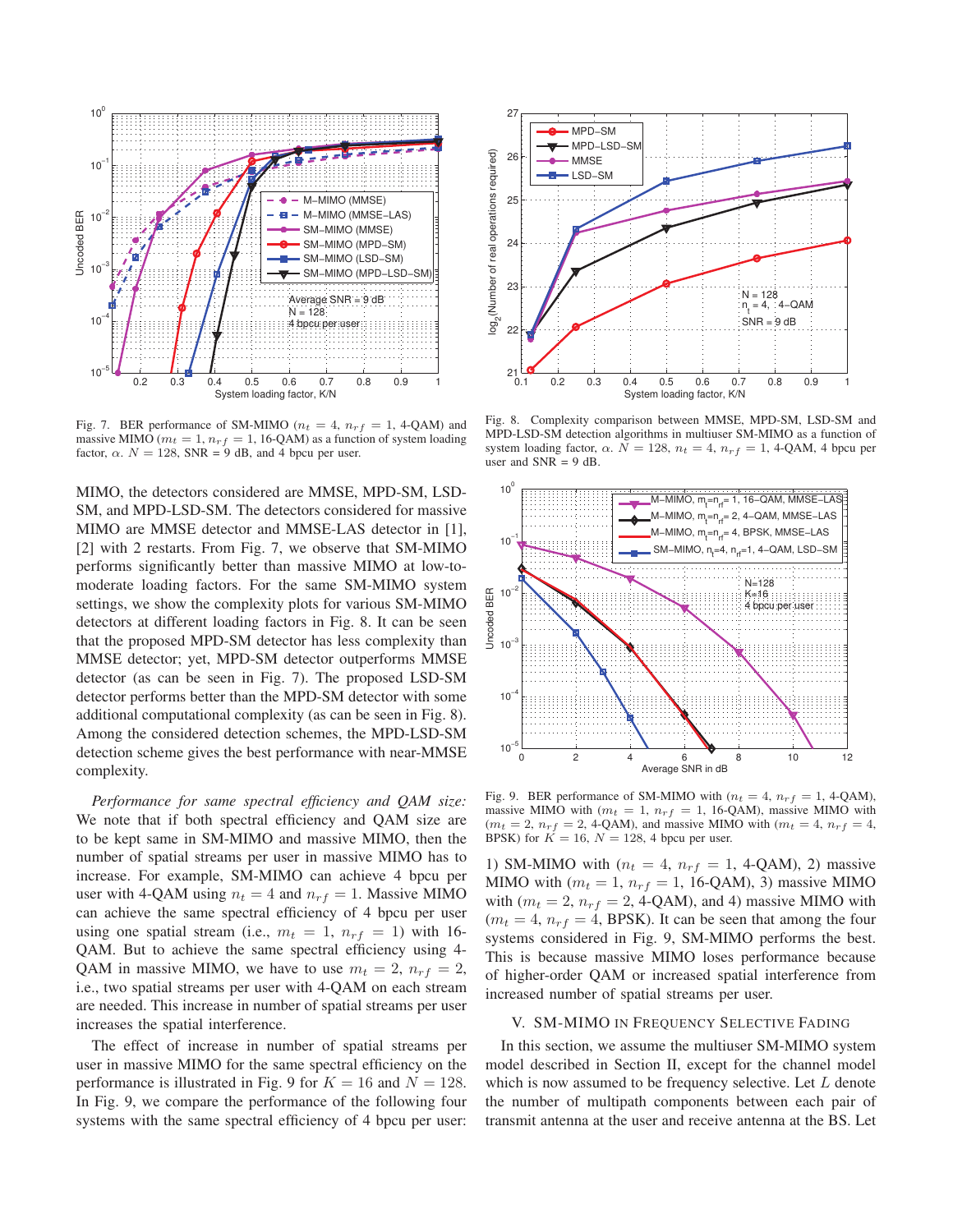Fig. 7. BER performance of SM-MIMO ($n_t = 4$, $n_{rf} = 1$, 4-QAM) and massive MIMO ($m_t = 1$, $n_{rf} = 1$, 16-QAM) as a function of system loading factor, $\alpha$. $N = 128$, SNR = 9 dB, and 4 bpcu per user.

Fig. 8. Complexity comparison between MMSE, MPD-SM, LSD-SM and MPD-LSD-SM detection algorithms in multiuser SM-MIMO as a function of system loading factor, $\alpha$. $N = 128$, $n_t = 4$, $n_{rf} = 1$, 4-QAM, 4 bpcu per user and SNR = 9 dB.

MIMO, the detectors considered are MMSE, MPD-SM, LSD-SM, and MPD-LSD-SM. The detectors considered for massive MIMO are MMSE detector and MMSE-LAS detector in [1], [2] with 2 restarts. From Fig. 7, we observe that SM-MIMO performs significantly better than massive MIMO at low-to-moderate loading factors. For the same SM-MIMO system settings, we show the complexity plots for various SM-MIMO detectors at different loading factors in Fig. 8. It can be seen that the proposed MPD-SM detector has less complexity than MMSE detector; yet, MPD-SM detector outperforms MMSE detector (as can be seen in Fig. 7). The proposed LSD-SM detector performs better than the MPD-SM detector with some additional computational complexity (as can be seen in Fig. 8). Among the considered detection schemes, the MPD-LSD-SM detection scheme gives the best performance with near-MMSE complexity.

*Performance for same spectral efficiency and QAM size:* We note that if both spectral efficiency and QAM size are to be kept same in SM-MIMO and massive MIMO, then the number of spatial streams per user in massive MIMO has to increase. For example, SM-MIMO can achieve 4 bpcu per user with 4-QAM using $n_t = 4$ and $n_{rf} = 1$. Massive MIMO can achieve the same spectral efficiency of 4 bpcu per user using one spatial stream (i.e., $m_t = 1$, $n_{rf} = 1$) with 16-QAM. But to achieve the same spectral efficiency using 4-QAM in massive MIMO, we have to use $m_t = 2$, $n_{rf} = 2$, i.e., two spatial streams per user with 4-QAM on each stream are needed. This increase in number of spatial streams per user increases the spatial interference.

The effect of increase in number of spatial streams per user in massive MIMO for the same spectral efficiency on the performance is illustrated in Fig. 9 for $K = 16$ and $N = 128$. In Fig. 9, we compare the performance of the following four systems with the same spectral efficiency of 4 bpcu per user:

Fig. 9. BER performance of SM-MIMO with ($n_t = 4$, $n_{rf} = 1$, 4-QAM), massive MIMO with ($m_t = 1$, $n_{rf} = 1$, 16-QAM), massive MIMO with ($m_t = 2$, $n_{rf} = 2$, 4-QAM), and massive MIMO with ($m_t = 4$, $n_{rf} = 4$, BPSK) for $K = 16$, $N = 128$, 4 bpcu per user.

1) SM-MIMO with ($n_t = 4$, $n_{rf} = 1$, 4-QAM), 2) massive MIMO with ($m_t = 1$, $n_{rf} = 1$, 16-QAM), 3) massive MIMO with ($m_t = 2$, $n_{rf} = 2$, 4-QAM), and 4) massive MIMO with ($m_t = 4$, $n_{rf} = 4$, BPSK). It can be seen that among the four systems considered in Fig. 9, SM-MIMO performs the best. This is because massive MIMO loses performance because of higher-order QAM or increased spatial interference from increased number of spatial streams per user.

## V. SM-MIMO in Frequency Selective Fading

In this section, we assume the multiuser SM-MIMO system model described in Section II, except for the channel model which is now assumed to be frequency selective. Let $L$ denote the number of multipath components between each pair of transmit antenna at the user and receive antenna at the BS. Let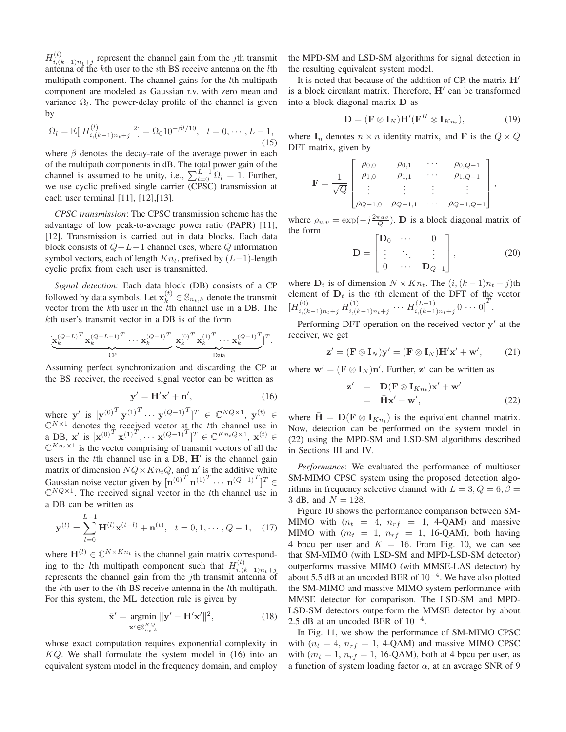$H^{(l)}_{i,(k-1)n_t+j}$ represent the channel gain from the $j$th transmit antenna of the $k$th user to the $i$th BS receive antenna on the $l$th multipath component. The channel gains for the $l$th multipath component are modeled as Gaussian r.v. with zero mean and variance $\Omega_l$. The power-delay profile of the channel is given by

$$\Omega_l = \mathbb{E}[|H^{(l)}_{i,(k-1)n_t+j}|^2] = \Omega_0 10^{-\beta l/10}, \quad l = 0, \cdots, L-1, \tag{15}$$

where $\beta$ denotes the decay-rate of the average power in each of the multipath components in dB. The total power gain of the channel is assumed to be unity, i.e., $\sum_{l=0}^{L-1} \Omega_l = 1$. Further, we use cyclic prefixed single carrier (CPSC) transmission at each user terminal [11], [12],[13].

*CPSC transmission*: The CPSC transmission scheme has the advantage of low peak-to-average power ratio (PAPR) [11], [12]. Transmission is carried out in data blocks. Each data block consists of $Q+L-1$ channel uses, where $Q$ information symbol vectors, each of length $Kn_t$, prefixed by $(L-1)$-length cyclic prefix from each user is transmitted.

*Signal detection:* Each data block (DB) consists of a CP followed by data symbols. Let $\mathbf{x}_k^{(t)} \in \mathbb{S}_{n_t,\mathbb{A}}$ denote the transmit vector from the $k$th user in the $t$th channel use in a DB. The $k$th user's transmit vector in a DB is of the form

$$[\underbrace{\mathbf{x}_k^{(Q-L)^T}\, \mathbf{x}_k^{(Q-L+1)^T} \cdots \mathbf{x}_k^{(Q-1)^T}}_{\text{CP}}\; \underbrace{\mathbf{x}_k^{(0)^T}\, \mathbf{x}_k^{(1)^T} \cdots \mathbf{x}_k^{(Q-1)^T}}_{\text{Data}}]^T.$$

Assuming perfect synchronization and discarding the CP at the BS receiver, the received signal vector can be written as

$$\mathbf{y}' = \mathbf{H}'\mathbf{x}' + \mathbf{n}', \tag{16}$$

where $\mathbf{y}'$ is $[\mathbf{y}^{(0)^T}\, \mathbf{y}^{(1)^T} \cdots \mathbf{y}^{(Q-1)^T}]^T \in \mathbb{C}^{NQ\times 1}$, $\mathbf{y}^{(t)} \in \mathbb{C}^{N\times 1}$ denotes the received vector at the $t$th channel use in a DB, $\mathbf{x}'$ is $[\mathbf{x}^{(0)^T}\, \mathbf{x}^{(1)^T}, \cdots \mathbf{x}^{(Q-1)^T}]^T \in \mathbb{C}^{Kn_tQ\times 1}$, $\mathbf{x}^{(t)} \in \mathbb{C}^{Kn_t\times 1}$ is the vector comprising of transmit vectors of all the users in the $t$th channel use in a DB, $\mathbf{H}'$ is the channel gain matrix of dimension $NQ \times Kn_tQ$, and $\mathbf{n}'$ is the additive white Gaussian noise vector given by $[\mathbf{n}^{(0)^T}\, \mathbf{n}^{(1)^T} \cdots \mathbf{n}^{(Q-1)^T}]^T \in \mathbb{C}^{NQ\times 1}$. The received signal vector in the $t$th channel use in a DB can be written as

$$\mathbf{y}^{(t)} = \sum_{l=0}^{L-1} \mathbf{H}^{(l)}\mathbf{x}^{(t-l)} + \mathbf{n}^{(t)}, \quad t = 0, 1, \cdots, Q-1, \tag{17}$$

where $\mathbf{H}^{(l)} \in \mathbb{C}^{N\times Kn_t}$ is the channel gain matrix corresponding to the $l$th multipath component such that $H^{(l)}_{i,(k-1)n_t+j}$ represents the channel gain from the $j$th transmit antenna of the $k$th user to the $i$th BS receive antenna in the $l$th multipath. For this system, the ML detection rule is given by

$$\hat{\mathbf{x}}' = \underset{\mathbf{x}' \in \mathbb{S}^{KQ}_{n_t,\mathbb{A}}}{\operatorname{argmin}} \|\mathbf{y}' - \mathbf{H}'\mathbf{x}'\|^2, \tag{18}$$

whose exact computation requires exponential complexity in $KQ$. We shall formulate the system model in (16) into an equivalent system model in the frequency domain, and employ the MPD-SM and LSD-SM algorithms for signal detection in the resulting equivalent system model.

It is noted that because of the addition of CP, the matrix $\mathbf{H}'$ is a block circulant matrix. Therefore, $\mathbf{H}'$ can be transformed into a block diagonal matrix $\mathbf{D}$ as

$$\mathbf{D} = (\mathbf{F} \otimes \mathbf{I}_N)\mathbf{H}'(\mathbf{F}^H \otimes \mathbf{I}_{Kn_t}), \tag{19}$$

where $\mathbf{I}_n$ denotes $n \times n$ identity matrix, and $\mathbf{F}$ is the $Q \times Q$ DFT matrix, given by

$$\mathbf{F} = \frac{1}{\sqrt{Q}} \begin{bmatrix} \rho_{0,0} & \rho_{0,1} & \cdots & \rho_{0,Q-1} \\ \rho_{1,0} & \rho_{1,1} & \cdots & \rho_{1,Q-1} \\ \vdots & \vdots & \vdots & \vdots \\ \rho_{Q-1,0} & \rho_{Q-1,1} & \cdots & \rho_{Q-1,Q-1} \end{bmatrix},$$

where $\rho_{u,v} = \exp(-j\frac{2\pi uv}{Q})$. $\mathbf{D}$ is a block diagonal matrix of the form

$$\mathbf{D} = \begin{bmatrix} \mathbf{D}_0 & \cdots & 0 \\ \vdots & \ddots & \vdots \\ 0 & \cdots & \mathbf{D}_{Q-1} \end{bmatrix}, \tag{20}$$

where $\mathbf{D}_t$ is of dimension $N \times Kn_t$. The $(i,(k-1)n_t+j)$th element of $\mathbf{D}_t$ is the $t$th element of the DFT of the vector $[H^{(0)}_{i,(k-1)n_t+j}\, H^{(1)}_{i,(k-1)n_t+j} \cdots H^{(L-1)}_{i,(k-1)n_t+j}\, 0 \cdots 0]^T$.

Performing DFT operation on the received vector $\mathbf{y}'$ at the receiver, we get

$$\mathbf{z}' = (\mathbf{F} \otimes \mathbf{I}_N)\mathbf{y}' = (\mathbf{F} \otimes \mathbf{I}_N)\mathbf{H}'\mathbf{x}' + \mathbf{w}', \tag{21}$$

where $\mathbf{w}' = (\mathbf{F} \otimes \mathbf{I}_N)\mathbf{n}'$. Further, $\mathbf{z}'$ can be written as

$$\begin{aligned} \mathbf{z}' &= \mathbf{D}(\mathbf{F} \otimes \mathbf{I}_{Kn_t})\mathbf{x}' + \mathbf{w}' \\ &= \bar{\mathbf{H}}\mathbf{x}' + \mathbf{w}', \end{aligned} \tag{22}$$

where $\bar{\mathbf{H}} = \mathbf{D}(\mathbf{F} \otimes \mathbf{I}_{Kn_t})$ is the equivalent channel matrix. Now, detection can be performed on the system model in (22) using the MPD-SM and LSD-SM algorithms described in Sections III and IV.

*Performance*: We evaluated the performance of multiuser SM-MIMO CPSC system using the proposed detection algorithms in frequency selective channel with $L = 3, Q = 6, \beta = 3$ dB, and $N = 128$.

Figure 10 shows the performance comparison between SM-MIMO with ($n_t = 4$, $n_{rf} = 1$, 4-QAM) and massive MIMO with ($m_t = 1$, $n_{rf} = 1$, 16-QAM), both having 4 bpcu per user and $K = 16$. From Fig. 10, we can see that SM-MIMO (with LSD-SM and MPD-LSD-SM detector) outperforms massive MIMO (with MMSE-LAS detector) by about 5.5 dB at an uncoded BER of $10^{-4}$. We have also plotted the SM-MIMO and massive MIMO system performance with MMSE detector for comparison. The LSD-SM and MPD-LSD-SM detectors outperform the MMSE detector by about 2.5 dB at an uncoded BER of $10^{-4}$.

In Fig. 11, we show the performance of SM-MIMO CPSC with ($n_t = 4$, $n_{rf} = 1$, 4-QAM) and massive MIMO CPSC with ($m_t = 1$, $n_{rf} = 1$, 16-QAM), both at 4 bpcu per user, as a function of system loading factor $\alpha$, at an average SNR of 9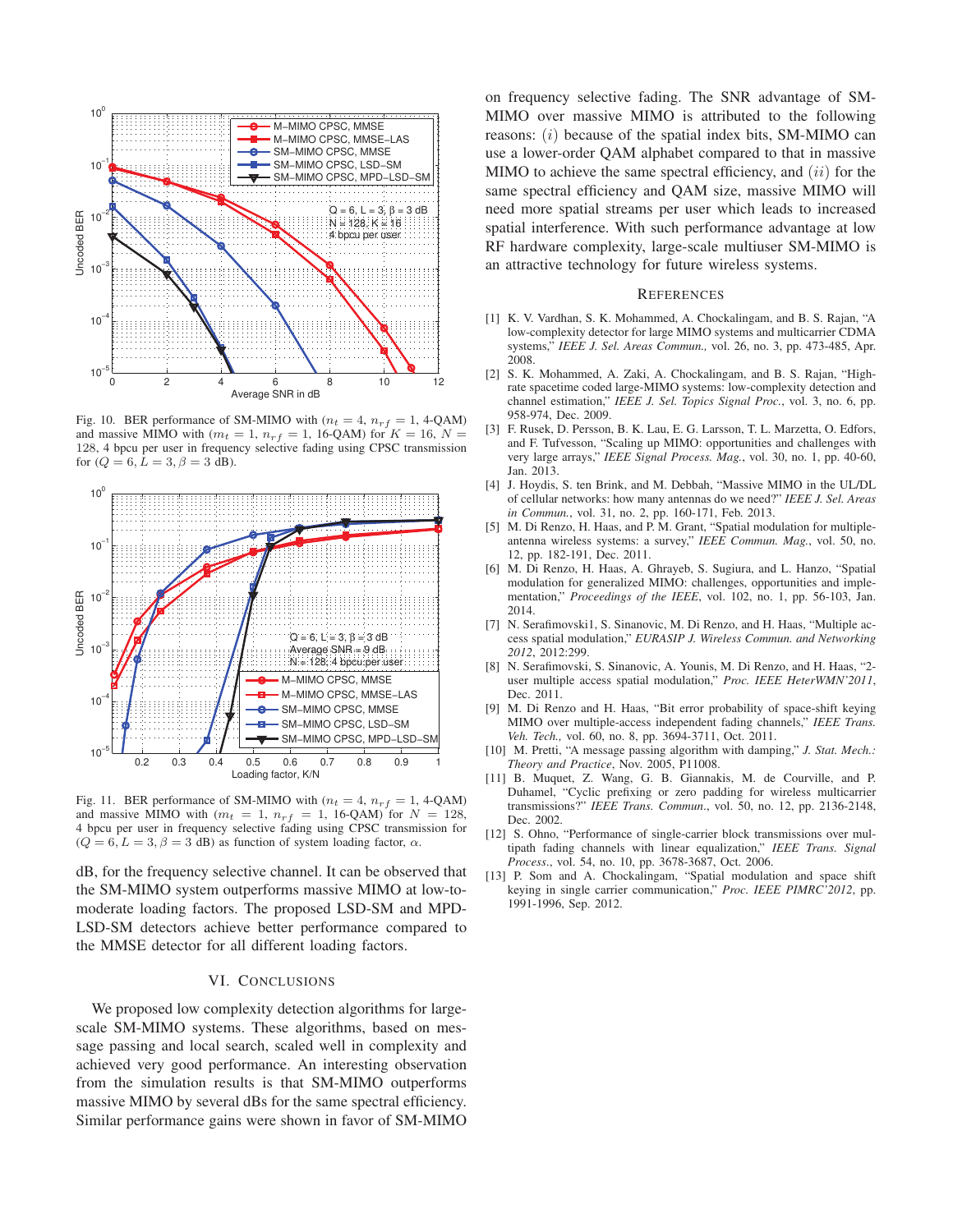10^0
10^-1
10^-2
10^-3
10^-4
10^-5
Uncoded BER
0 2 4 6 8 10 12
Average SNR in dB

M–MIMO CPSC, MMSE
M–MIMO CPSC, MMSE–LAS
SM–MIMO CPSC, MMSE
SM–MIMO CPSC, LSD–SM
SM–MIMO CPSC, MPD–LSD–SM

Q = 6, L = 3, β = 3 dB
N = 128, K = 16
4 bpcu per user

Fig. 10. BER performance of SM-MIMO with ($n_t = 4$, $n_{rf} = 1$, 4-QAM) and massive MIMO with ($m_t = 1$, $n_{rf} = 1$, 16-QAM) for $K = 16$, $N = 128$, 4 bpcu per user in frequency selective fading using CPSC transmission for ($Q = 6, L = 3, \beta = 3$ dB).

10^0
10^-1
10^-2
10^-3
10^-4
10^-5
Uncoded BER
0.2 0.3 0.4 0.5 0.6 0.7 0.8 0.9 1
Loading factor, K/N

Q = 6, L = 3, β = 3 dB
Average SNR = 9 dB
N = 128, 4 bpcu per user

M–MIMO CPSC, MMSE
M–MIMO CPSC, MMSE–LAS
SM–MIMO CPSC, MMSE
SM–MIMO CPSC, LSD–SM
SM–MIMO CPSC, MPD–LSD–SM

Fig. 11. BER performance of SM-MIMO with ($n_t = 4$, $n_{rf} = 1$, 4-QAM) and massive MIMO with ($m_t = 1$, $n_{rf} = 1$, 16-QAM) for $N = 128$, 4 bpcu per user in frequency selective fading using CPSC transmission for ($Q = 6, L = 3, \beta = 3$ dB) as function of system loading factor, $\alpha$.

dB, for the frequency selective channel. It can be observed that the SM-MIMO system outperforms massive MIMO at low-to-moderate loading factors. The proposed LSD-SM and MPD-LSD-SM detectors achieve better performance compared to the MMSE detector for all different loading factors.

## VI. Conclusions

We proposed low complexity detection algorithms for large-scale SM-MIMO systems. These algorithms, based on message passing and local search, scaled well in complexity and achieved very good performance. An interesting observation from the simulation results is that SM-MIMO outperforms massive MIMO by several dBs for the same spectral efficiency. Similar performance gains were shown in favor of SM-MIMO on frequency selective fading. The SNR advantage of SM-MIMO over massive MIMO is attributed to the following reasons: $(i)$ because of the spatial index bits, SM-MIMO can use a lower-order QAM alphabet compared to that in massive MIMO to achieve the same spectral efficiency, and $(ii)$ for the same spectral efficiency and QAM size, massive MIMO will need more spatial streams per user which leads to increased spatial interference. With such performance advantage at low RF hardware complexity, large-scale multiuser SM-MIMO is an attractive technology for future wireless systems.

## References

[1] K. V. Vardhan, S. K. Mohammed, A. Chockalingam, and B. S. Rajan, "A low-complexity detector for large MIMO systems and multicarrier CDMA systems," *IEEE J. Sel. Areas Commun.,* vol. 26, no. 3, pp. 473-485, Apr. 2008.

[2] S. K. Mohammed, A. Zaki, A. Chockalingam, and B. S. Rajan, "High-rate spacetime coded large-MIMO systems: low-complexity detection and channel estimation," *IEEE J. Sel. Topics Signal Proc.*, vol. 3, no. 6, pp. 958-974, Dec. 2009.

[3] F. Rusek, D. Persson, B. K. Lau, E. G. Larsson, T. L. Marzetta, O. Edfors, and F. Tufvesson, "Scaling up MIMO: opportunities and challenges with very large arrays," *IEEE Signal Process. Mag.*, vol. 30, no. 1, pp. 40-60, Jan. 2013.

[4] J. Hoydis, S. ten Brink, and M. Debbah, "Massive MIMO in the UL/DL of cellular networks: how many antennas do we need?" *IEEE J. Sel. Areas in Commun.*, vol. 31, no. 2, pp. 160-171, Feb. 2013.

[5] M. Di Renzo, H. Haas, and P. M. Grant, "Spatial modulation for multiple-antenna wireless systems: a survey," *IEEE Commun. Mag.*, vol. 50, no. 12, pp. 182-191, Dec. 2011.

[6] M. Di Renzo, H. Haas, A. Ghrayeb, S. Sugiura, and L. Hanzo, "Spatial modulation for generalized MIMO: challenges, opportunities and implementation," *Proceedings of the IEEE*, vol. 102, no. 1, pp. 56-103, Jan. 2014.

[7] N. Serafimovski1, S. Sinanovic, M. Di Renzo, and H. Haas, "Multiple access spatial modulation," *EURASIP J. Wireless Commun. and Networking 2012*, 2012:299.

[8] N. Serafimovski, S. Sinanovic, A. Younis, M. Di Renzo, and H. Haas, "2-user multiple access spatial modulation," *Proc. IEEE HeterWMN'2011*, Dec. 2011.

[9] M. Di Renzo and H. Haas, "Bit error probability of space-shift keying MIMO over multiple-access independent fading channels," *IEEE Trans. Veh. Tech.,* vol. 60, no. 8, pp. 3694-3711, Oct. 2011.

[10] M. Pretti, "A message passing algorithm with damping," *J. Stat. Mech.: Theory and Practice*, Nov. 2005, P11008.

[11] B. Muquet, Z. Wang, G. B. Giannakis, M. de Courville, and P. Duhamel, "Cyclic prefixing or zero padding for wireless multicarrier transmissions?" *IEEE Trans. Commun.*, vol. 50, no. 12, pp. 2136-2148, Dec. 2002.

[12] S. Ohno, "Performance of single-carrier block transmissions over multipath fading channels with linear equalization," *IEEE Trans. Signal Process.*, vol. 54, no. 10, pp. 3678-3687, Oct. 2006.

[13] P. Som and A. Chockalingam, "Spatial modulation and space shift keying in single carrier communication," *Proc. IEEE PIMRC'2012*, pp. 1991-1996, Sep. 2012.